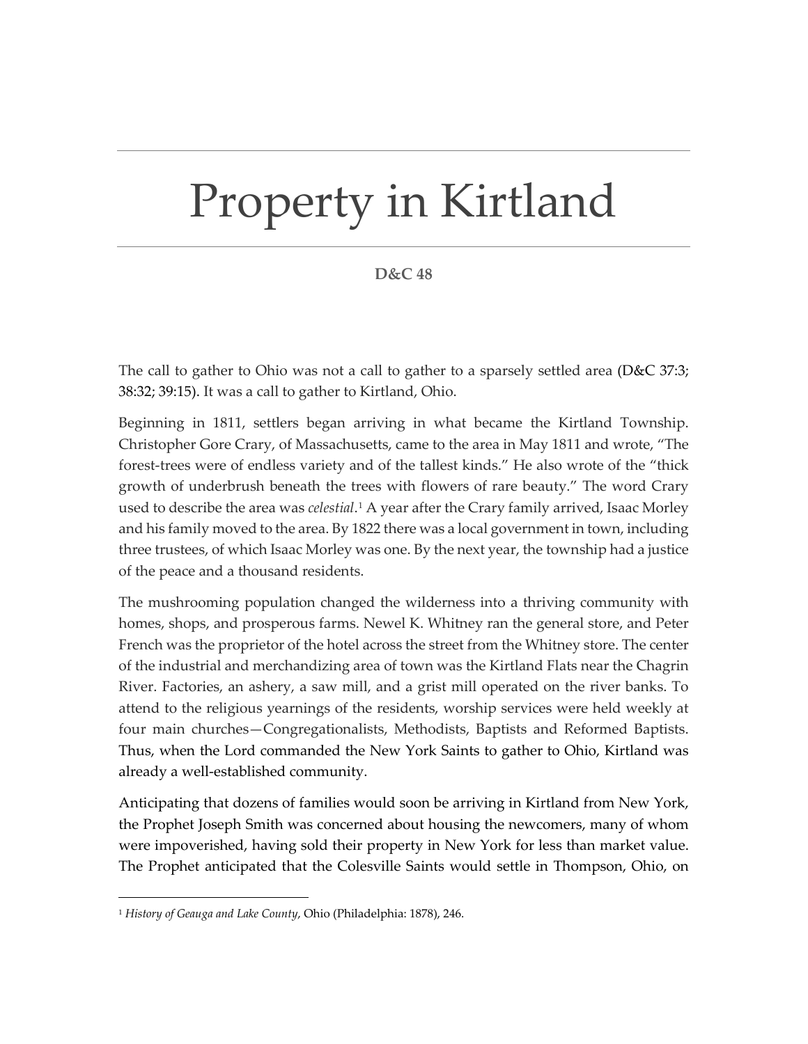# Property in Kirtland

**D&C 48**

The call to gather to Ohio was not a call to gather to a sparsely settled area (D&C 37:3; 38:32; 39:15). It was a call to gather to Kirtland, Ohio.

Beginning in 1811, settlers began arriving in what became the Kirtland Township. Christopher Gore Crary, of Massachusetts, came to the area in May 1811 and wrote, "The forest-trees were of endless variety and of the tallest kinds." He also wrote of the "thick growth of underbrush beneath the trees with flowers of rare beauty." The word Crary used to describe the area was *celestial*.[1] A year after the Crary family arrived, Isaac Morley and his family moved to the area. By 1822 there was a local government in town, including three trustees, of which Isaac Morley was one. By the next year, the township had a justice of the peace and a thousand residents.

The mushrooming population changed the wilderness into a thriving community with homes, shops, and prosperous farms. Newel K. Whitney ran the general store, and Peter French was the proprietor of the hotel across the street from the Whitney store. The center of the industrial and merchandizing area of town was the Kirtland Flats near the Chagrin River. Factories, an ashery, a saw mill, and a grist mill operated on the river banks. To attend to the religious yearnings of the residents, worship services were held weekly at four main churches—Congregationalists, Methodists, Baptists and Reformed Baptists. Thus, when the Lord commanded the New York Saints to gather to Ohio, Kirtland was already a well-established community.

Anticipating that dozens of families would soon be arriving in Kirtland from New York, the Prophet Joseph Smith was concerned about housing the newcomers, many of whom were impoverished, having sold their property in New York for less than market value. The Prophet anticipated that the Colesville Saints would settle in Thompson, Ohio, on

---

[1] *History of Geauga and Lake County*, Ohio (Philadelphia: 1878), 246.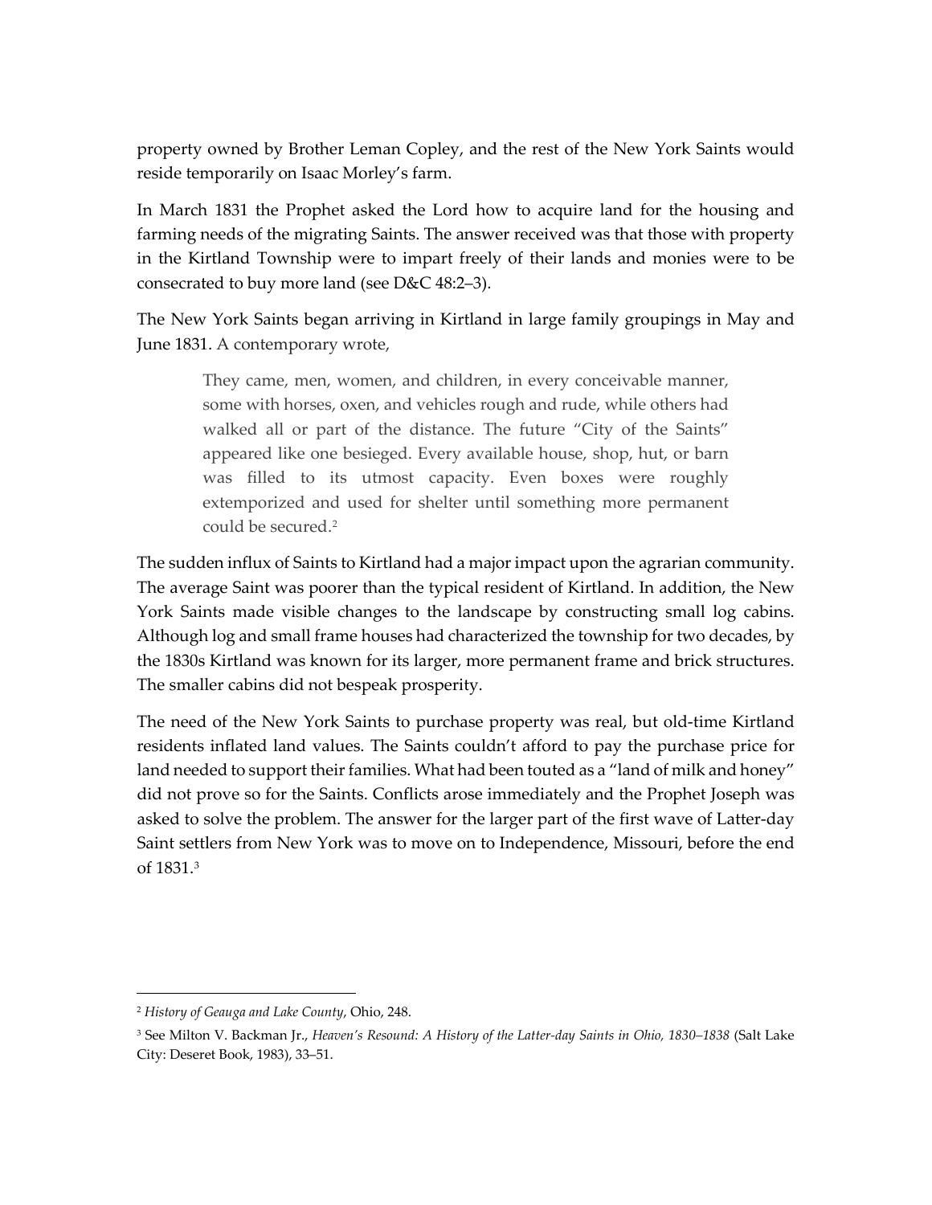property owned by Brother Leman Copley, and the rest of the New York Saints would reside temporarily on Isaac Morley's farm.

In March 1831 the Prophet asked the Lord how to acquire land for the housing and farming needs of the migrating Saints. The answer received was that those with property in the Kirtland Township were to impart freely of their lands and monies were to be consecrated to buy more land (see D&C 48:2–3).

The New York Saints began arriving in Kirtland in large family groupings in May and June 1831. A contemporary wrote,

> They came, men, women, and children, in every conceivable manner, some with horses, oxen, and vehicles rough and rude, while others had walked all or part of the distance. The future "City of the Saints" appeared like one besieged. Every available house, shop, hut, or barn was filled to its utmost capacity. Even boxes were roughly extemporized and used for shelter until something more permanent could be secured.[2]

The sudden influx of Saints to Kirtland had a major impact upon the agrarian community. The average Saint was poorer than the typical resident of Kirtland. In addition, the New York Saints made visible changes to the landscape by constructing small log cabins. Although log and small frame houses had characterized the township for two decades, by the 1830s Kirtland was known for its larger, more permanent frame and brick structures. The smaller cabins did not bespeak prosperity.

The need of the New York Saints to purchase property was real, but old-time Kirtland residents inflated land values. The Saints couldn't afford to pay the purchase price for land needed to support their families. What had been touted as a "land of milk and honey" did not prove so for the Saints. Conflicts arose immediately and the Prophet Joseph was asked to solve the problem. The answer for the larger part of the first wave of Latter-day Saint settlers from New York was to move on to Independence, Missouri, before the end of 1831.[3]

---

[2] *History of Geauga and Lake County*, Ohio, 248.

[3] See Milton V. Backman Jr., *Heaven's Resound: A History of the Latter-day Saints in Ohio, 1830–1838* (Salt Lake City: Deseret Book, 1983), 33–51.